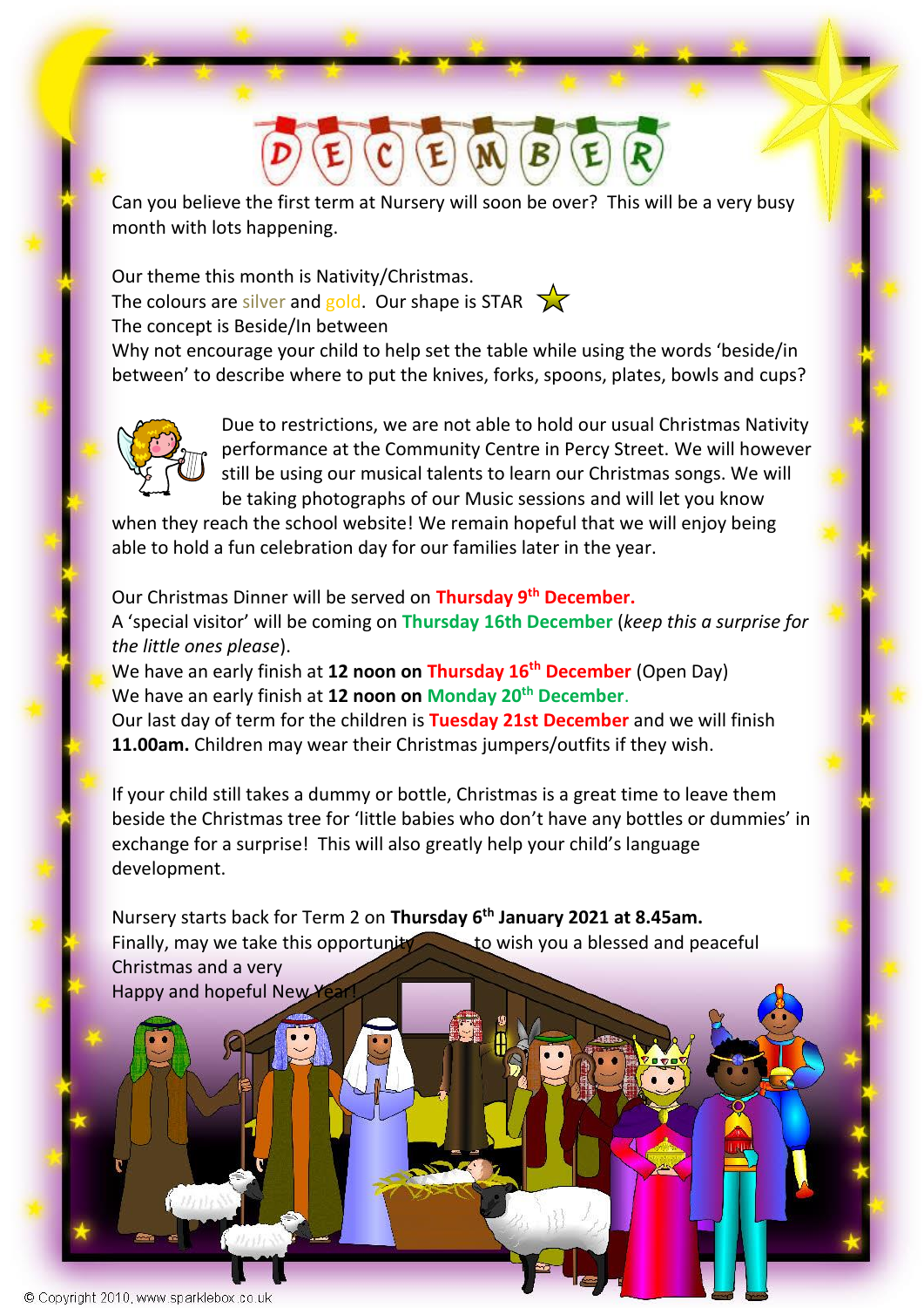# DECEMBER

Can you believe the first term at Nursery will soon be over? This will be a very busy month with lots happening.

Our theme this month is Nativity/Christmas.
The colours are silver and gold. Our shape is STAR
The concept is Beside/In between
Why not encourage your child to help set the table while using the words 'beside/in between' to describe where to put the knives, forks, spoons, plates, bowls and cups?

Due to restrictions, we are not able to hold our usual Christmas Nativity performance at the Community Centre in Percy Street. We will however still be using our musical talents to learn our Christmas songs. We will be taking photographs of our Music sessions and will let you know when they reach the school website! We remain hopeful that we will enjoy being able to hold a fun celebration day for our families later in the year.

Our Christmas Dinner will be served on **Thursday 9th December.**
A 'special visitor' will be coming on **Thursday 16th December** (*keep this a surprise for the little ones please*).
We have an early finish at **12 noon on Thursday 16th December** (Open Day)
We have an early finish at **12 noon on Monday 20th December**.
Our last day of term for the children is **Tuesday 21st December** and we will finish **11.00am.** Children may wear their Christmas jumpers/outfits if they wish.

If your child still takes a dummy or bottle, Christmas is a great time to leave them beside the Christmas tree for 'little babies who don't have any bottles or dummies' in exchange for a surprise! This will also greatly help your child's language development.

Nursery starts back for Term 2 on **Thursday 6th January 2021 at 8.45am.**
Finally, may we take this opportunity to wish you a blessed and peaceful Christmas and a very Happy and hopeful New Year!

© Copyright 2010, www.sparklebox.co.uk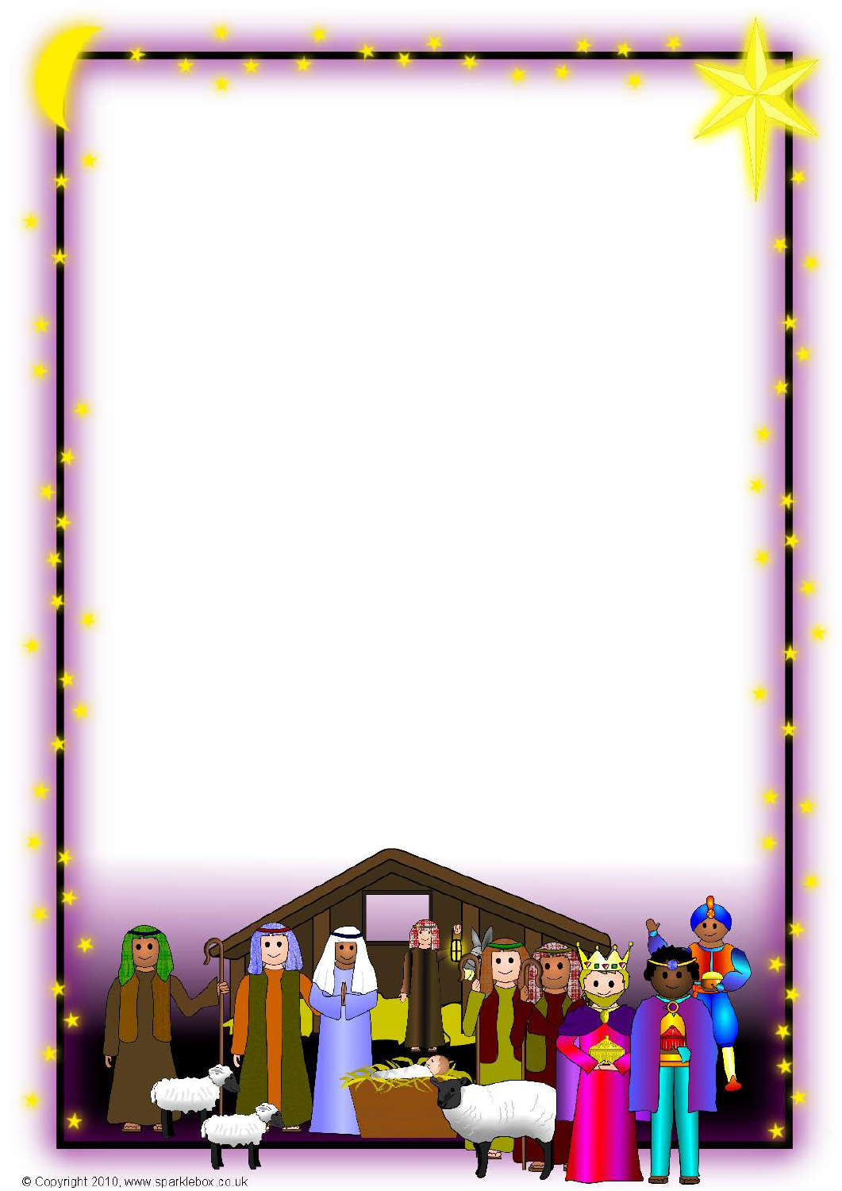© Copyright 2010, www.sparklebox.co.uk